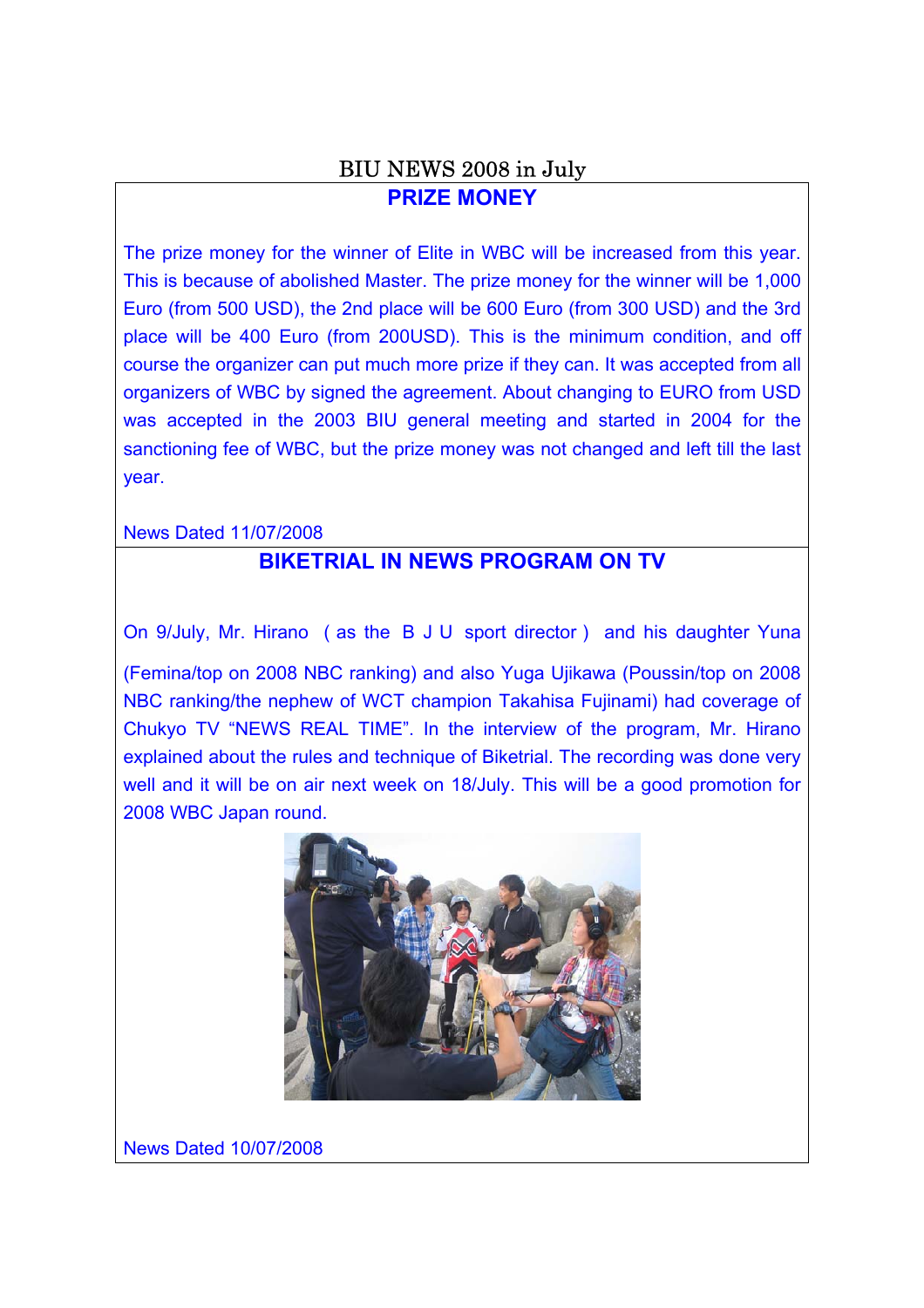# BIU NEWS 2008 in July

## PRIZE MONEY

The prize money for the winner of Elite in WBC will be increased from this year. This is because of abolished Master. The prize money for the winner will be 1,000 Euro (from 500 USD), the 2nd place will be 600 Euro (from 300 USD) and the 3rd place will be 400 Euro (from 200USD). This is the minimum condition, and off course the organizer can put much more prize if they can. It was accepted from all organizers of WBC by signed the agreement. About changing to EURO from USD was accepted in the 2003 BIU general meeting and started in 2004 for the sanctioning fee of WBC, but the prize money was not changed and left till the last year.

News Dated 11/07/2008

## BIKETRIAL IN NEWS PROGRAM ON TV

On 9/July, Mr. Hirano （as the B J U sport director） and his daughter Yuna (Femina/top on 2008 NBC ranking) and also Yuga Ujikawa (Poussin/top on 2008 NBC ranking/the nephew of WCT champion Takahisa Fujinami) had coverage of Chukyo TV "NEWS REAL TIME". In the interview of the program, Mr. Hirano explained about the rules and technique of Biketrial. The recording was done very well and it will be on air next week on 18/July. This will be a good promotion for 2008 WBC Japan round.

News Dated 10/07/2008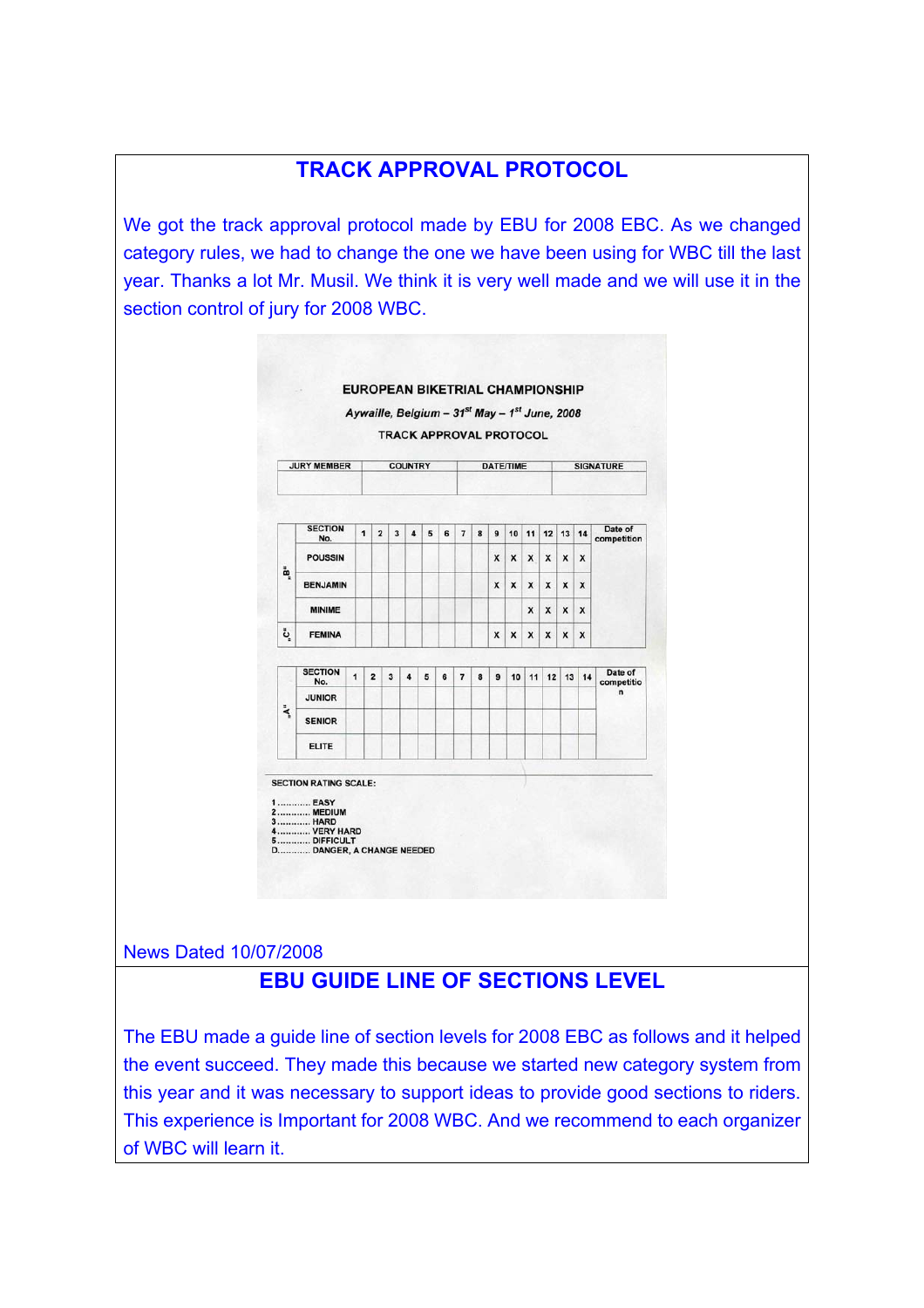## TRACK APPROVAL PROTOCOL

We got the track approval protocol made by EBU for 2008 EBC. As we changed category rules, we had to change the one we have been using for WBC till the last year. Thanks a lot Mr. Musil. We think it is very well made and we will use it in the section control of jury for 2008 WBC.

EUROPEAN BIKETRIAL CHAMPIONSHIP

*Aywaille, Belgium – 31st May – 1st June, 2008*

TRACK APPROVAL PROTOCOL

| JURY MEMBER | COUNTRY | DATE/TIME | SIGNATURE |
|---|---|---|---|
| | | | |

| | SECTION No. | 1 | 2 | 3 | 4 | 5 | 6 | 7 | 8 | 9 | 10 | 11 | 12 | 13 | 14 | Date of competition |
|---|---|---|---|---|---|---|---|---|---|---|---|---|---|---|---|---|
| „B" | POUSSIN | | | | | | | | | X | X | X | X | X | X | |
| | BENJAMIN | | | | | | | | | X | X | X | X | X | X | |
| | MINIME | | | | | | | | | | | X | X | X | X | |
| „C" | FEMINA | | | | | | | | | X | X | X | X | X | X | |

| | SECTION No. | 1 | 2 | 3 | 4 | 5 | 6 | 7 | 8 | 9 | 10 | 11 | 12 | 13 | 14 | Date of competition |
|---|---|---|---|---|---|---|---|---|---|---|---|---|---|---|---|---|
| „A" | JUNIOR | | | | | | | | | | | | | | | |
| | SENIOR | | | | | | | | | | | | | | | |
| | ELITE | | | | | | | | | | | | | | | |

SECTION RATING SCALE:

1............ EASY
2............ MEDIUM
3............ HARD
4............ VERY HARD
5............ DIFFICULT
D............ DANGER, A CHANGE NEEDED

News Dated 10/07/2008

## EBU GUIDE LINE OF SECTIONS LEVEL

The EBU made a guide line of section levels for 2008 EBC as follows and it helped the event succeed. They made this because we started new category system from this year and it was necessary to support ideas to provide good sections to riders. This experience is Important for 2008 WBC. And we recommend to each organizer of WBC will learn it.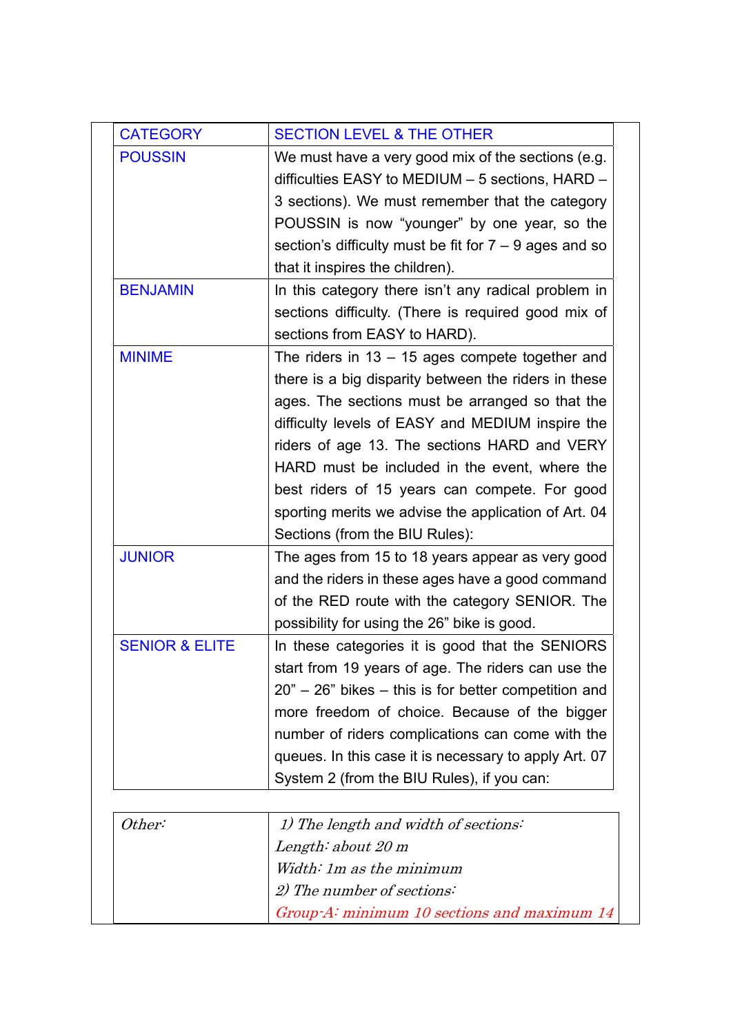| CATEGORY | SECTION LEVEL & THE OTHER |
|---|---|
| POUSSIN | We must have a very good mix of the sections (e.g. difficulties EASY to MEDIUM – 5 sections, HARD – 3 sections). We must remember that the category POUSSIN is now "younger" by one year, so the section's difficulty must be fit for 7 – 9 ages and so that it inspires the children). |
| BENJAMIN | In this category there isn't any radical problem in sections difficulty. (There is required good mix of sections from EASY to HARD). |
| MINIME | The riders in 13 – 15 ages compete together and there is a big disparity between the riders in these ages. The sections must be arranged so that the difficulty levels of EASY and MEDIUM inspire the riders of age 13. The sections HARD and VERY HARD must be included in the event, where the best riders of 15 years can compete. For good sporting merits we advise the application of Art. 04 Sections (from the BIU Rules): |
| JUNIOR | The ages from 15 to 18 years appear as very good and the riders in these ages have a good command of the RED route with the category SENIOR. The possibility for using the 26" bike is good. |
| SENIOR & ELITE | In these categories it is good that the SENIORS start from 19 years of age. The riders can use the 20" – 26" bikes – this is for better competition and more freedom of choice. Because of the bigger number of riders complications can come with the queues. In this case it is necessary to apply Art. 07 System 2 (from the BIU Rules), if you can: |

| *Other:* | *1) The length and width of sections:*<br>*Length: about 20 m*<br>*Width: 1m as the minimum*<br>*2) The number of sections:*<br>*Group-A: minimum 10 sections and maximum 14* |
|---|---|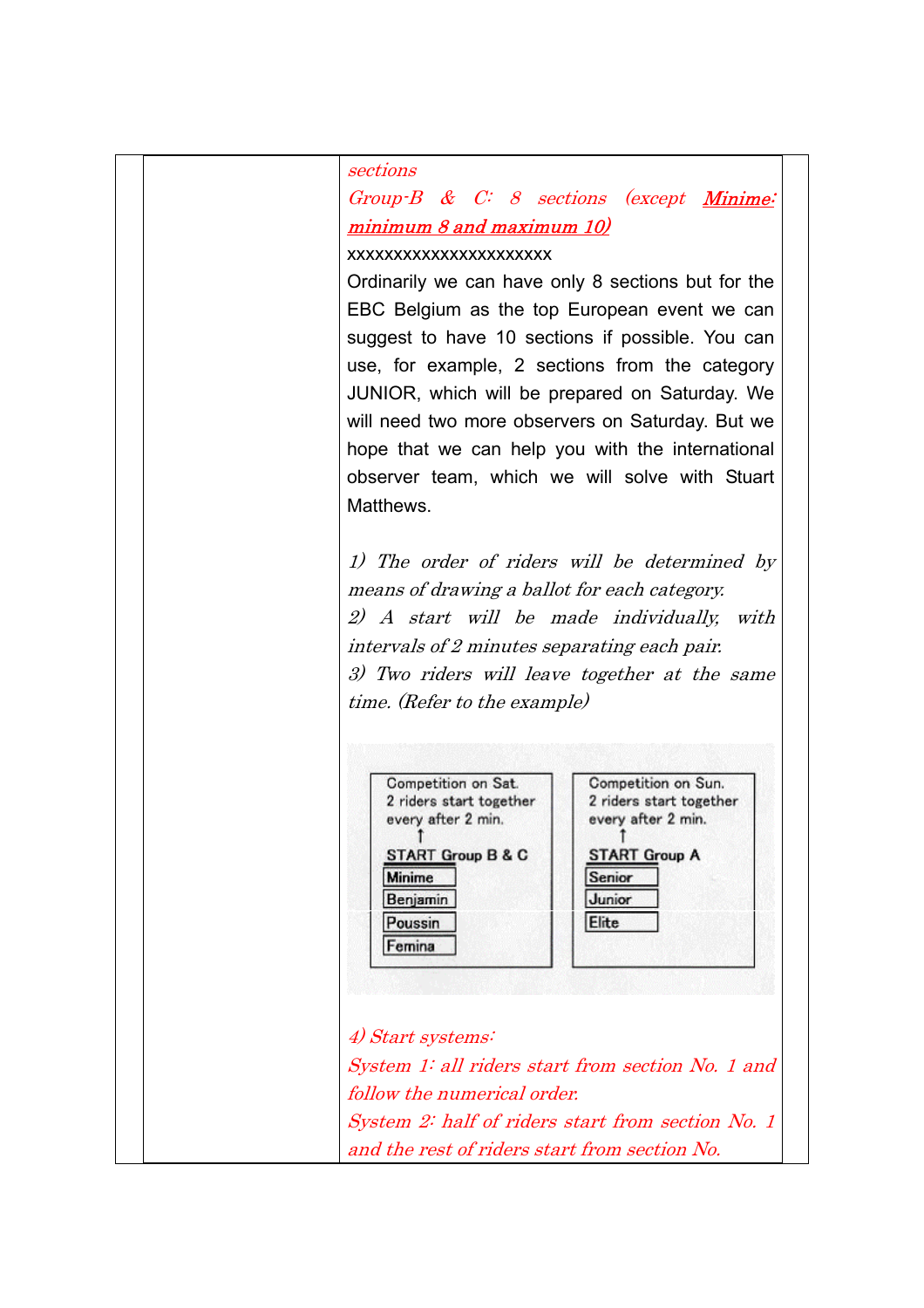| | | | |
|---|---|---|---|
| | | *sections*<br>*Group-B & C: 8 sections (except **Minime: minimum 8 and maximum 10**)*<br>xxxxxxxxxxxxxxxxxxxxxx<br>Ordinarily we can have only 8 sections but for the EBC Belgium as the top European event we can suggest to have 10 sections if possible. You can use, for example, 2 sections from the category JUNIOR, which will be prepared on Saturday. We will need two more observers on Saturday. But we hope that we can help you with the international observer team, which we will solve with Stuart Matthews.<br><br>*1) The order of riders will be determined by means of drawing a ballot for each category.*<br>*2) A start will be made individually, with intervals of 2 minutes separating each pair.*<br>*3) Two riders will leave together at the same time. (Refer to the example)*<br><br>Competition on Sat. 2 riders start together every after 2 min. ↑ START Group B & C: Minime, Benjamin, Poussin, Femina<br>Competition on Sun. 2 riders start together every after 2 min. ↑ START Group A: Senior, Junior, Elite<br><br>*4) Start systems:*<br>*System 1: all riders start from section No. 1 and follow the numerical order.*<br>*System 2: half of riders start from section No. 1 and the rest of riders start from section No.* | |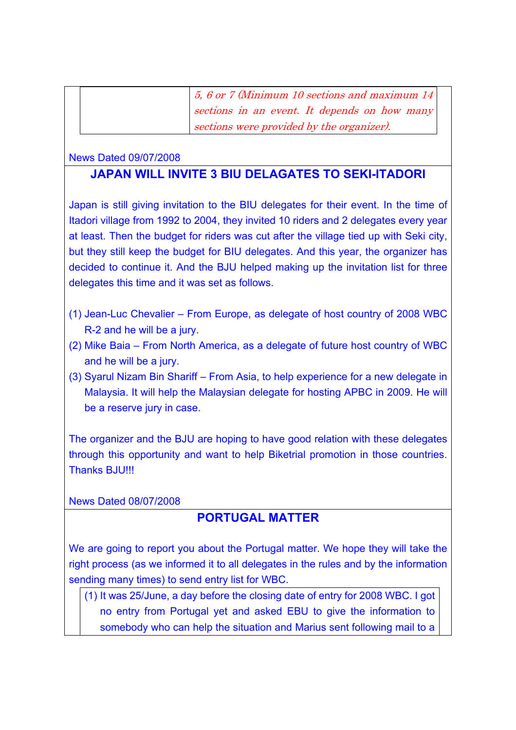| | *5, 6 or 7 (Minimum 10 sections and maximum 14 sections in an event. It depends on how many sections were provided by the organizer).* |
|---|---|

News Dated 09/07/2008

## JAPAN WILL INVITE 3 BIU DELEGATES TO SEKI-ITADORI

Japan is still giving invitation to the BIU delegates for their event. In the time of Itadori village from 1992 to 2004, they invited 10 riders and 2 delegates every year at least. Then the budget for riders was cut after the village tied up with Seki city, but they still keep the budget for BIU delegates. And this year, the organizer has decided to continue it. And the BJU helped making up the invitation list for three delegates this time and it was set as follows.

(1) Jean-Luc Chevalier – From Europe, as delegate of host country of 2008 WBC R-2 and he will be a jury.
(2) Mike Baia – From North America, as a delegate of future host country of WBC and he will be a jury.
(3) Syarul Nizam Bin Shariff – From Asia, to help experience for a new delegate in Malaysia. It will help the Malaysian delegate for hosting APBC in 2009. He will be a reserve jury in case.

The organizer and the BJU are hoping to have good relation with these delegates through this opportunity and want to help Biketrial promotion in those countries. Thanks BJU!!!

News Dated 08/07/2008

## PORTUGAL MATTER

We are going to report you about the Portugal matter. We hope they will take the right process (as we informed it to all delegates in the rules and by the information sending many times) to send entry list for WBC.

(1) It was 25/June, a day before the closing date of entry for 2008 WBC. I got no entry from Portugal yet and asked EBU to give the information to somebody who can help the situation and Marius sent following mail to a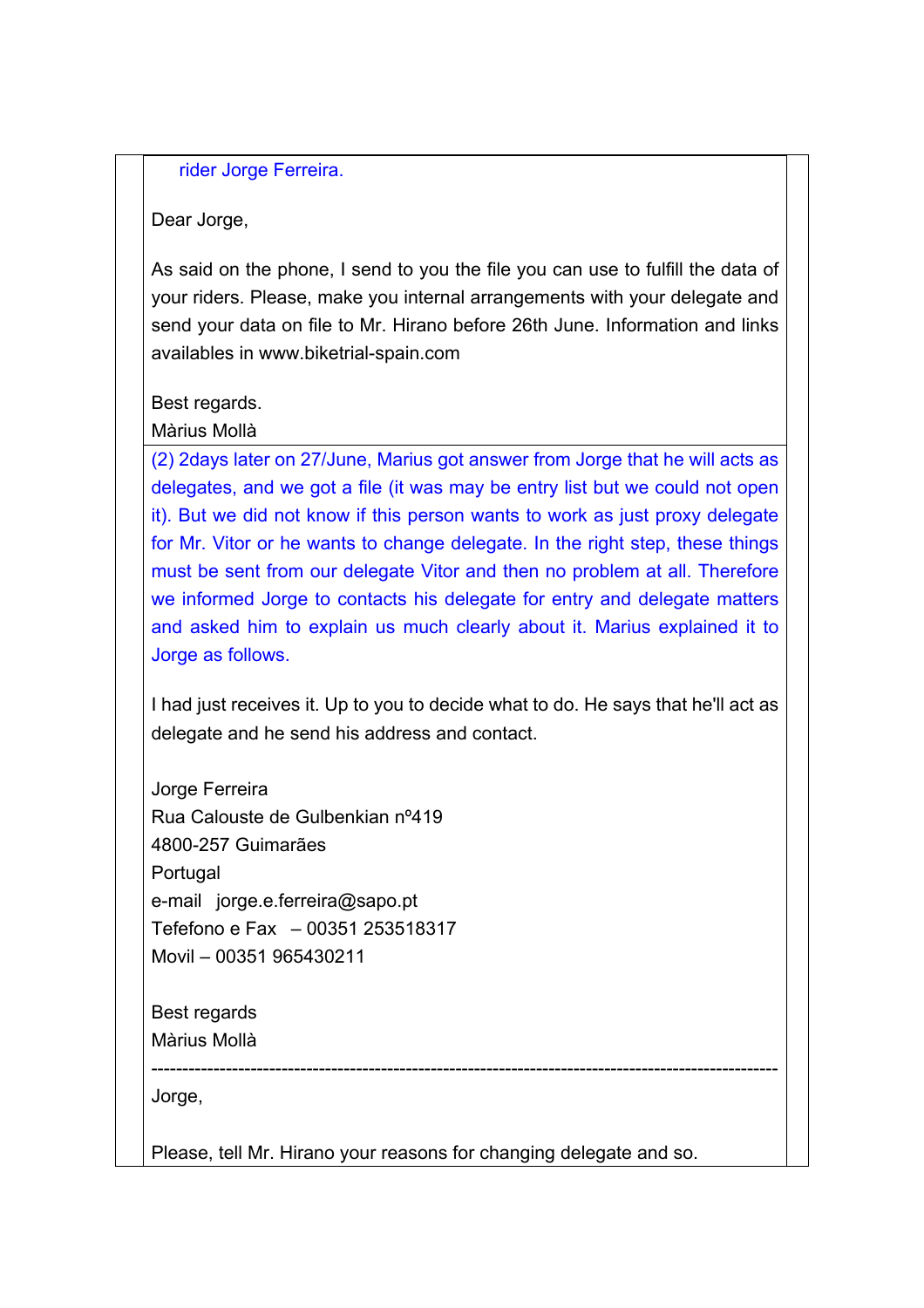rider Jorge Ferreira.

Dear Jorge,

As said on the phone, I send to you the file you can use to fulfill the data of your riders. Please, make you internal arrangements with your delegate and send your data on file to Mr. Hirano before 26th June. Information and links availables in www.biketrial-spain.com

Best regards.
Màrius Mollà

(2) 2days later on 27/June, Marius got answer from Jorge that he will acts as delegates, and we got a file (it was may be entry list but we could not open it). But we did not know if this person wants to work as just proxy delegate for Mr. Vitor or he wants to change delegate. In the right step, these things must be sent from our delegate Vitor and then no problem at all. Therefore we informed Jorge to contacts his delegate for entry and delegate matters and asked him to explain us much clearly about it. Marius explained it to Jorge as follows.

I had just receives it. Up to you to decide what to do. He says that he'll act as delegate and he send his address and contact.

Jorge Ferreira
Rua Calouste de Gulbenkian nº419
4800-257 Guimarães
Portugal
e-mail jorge.e.ferreira@sapo.pt
Tefefono e Fax – 00351 253518317
Movil – 00351 965430211

Best regards
Màrius Mollà

---

Jorge,

Please, tell Mr. Hirano your reasons for changing delegate and so.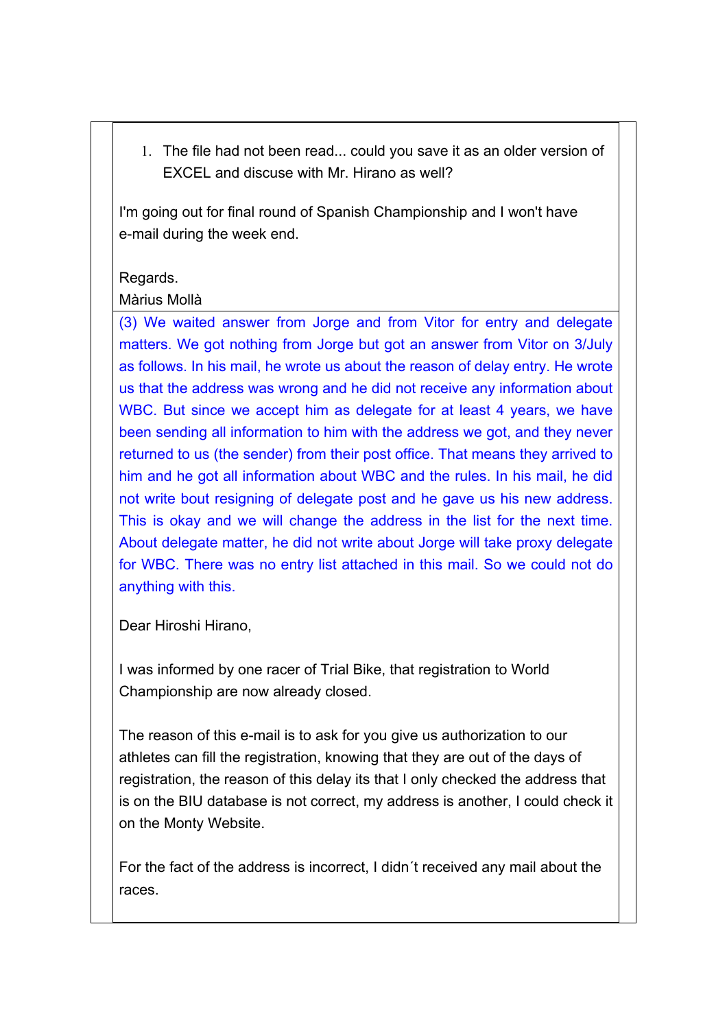1. The file had not been read... could you save it as an older version of EXCEL and discuse with Mr. Hirano as well?

I'm going out for final round of Spanish Championship and I won't have e-mail during the week end.

Regards.
Màrius Mollà

(3) We waited answer from Jorge and from Vitor for entry and delegate matters. We got nothing from Jorge but got an answer from Vitor on 3/July as follows. In his mail, he wrote us about the reason of delay entry. He wrote us that the address was wrong and he did not receive any information about WBC. But since we accept him as delegate for at least 4 years, we have been sending all information to him with the address we got, and they never returned to us (the sender) from their post office. That means they arrived to him and he got all information about WBC and the rules. In his mail, he did not write bout resigning of delegate post and he gave us his new address. This is okay and we will change the address in the list for the next time. About delegate matter, he did not write about Jorge will take proxy delegate for WBC. There was no entry list attached in this mail. So we could not do anything with this.

Dear Hiroshi Hirano,

I was informed by one racer of Trial Bike, that registration to World Championship are now already closed.

The reason of this e-mail is to ask for you give us authorization to our athletes can fill the registration, knowing that they are out of the days of registration, the reason of this delay its that I only checked the address that is on the BIU database is not correct, my address is another, I could check it on the Monty Website.

For the fact of the address is incorrect, I didn´t received any mail about the races.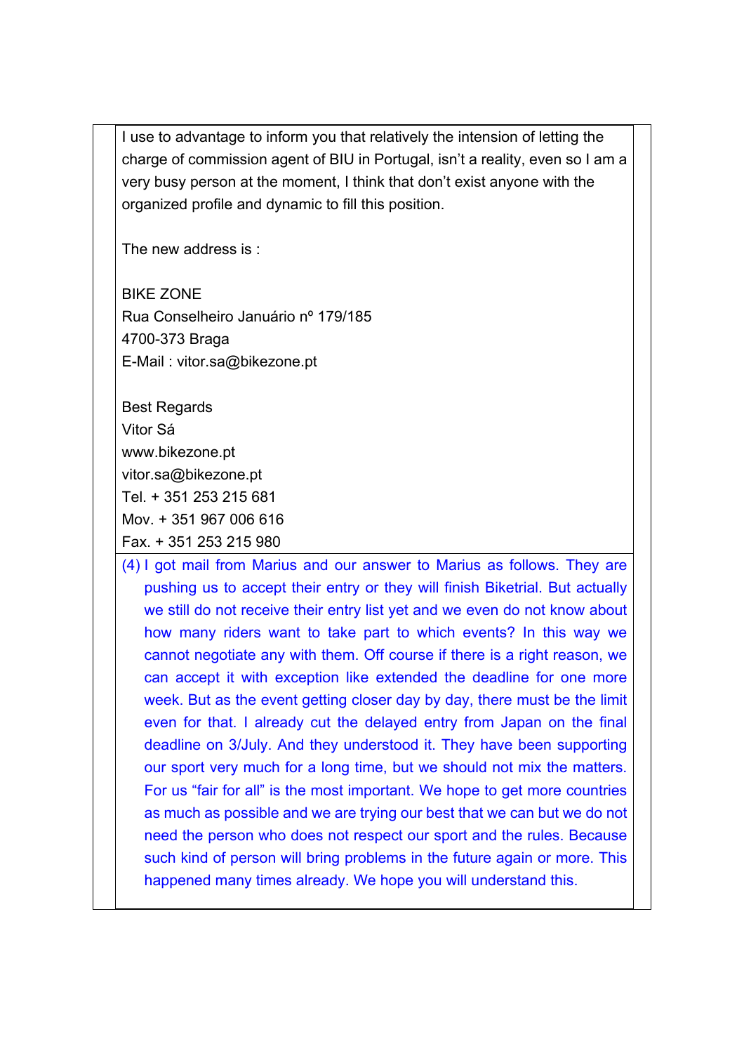I use to advantage to inform you that relatively the intension of letting the charge of commission agent of BIU in Portugal, isn't a reality, even so I am a very busy person at the moment, I think that don't exist anyone with the organized profile and dynamic to fill this position.

The new address is :

BIKE ZONE
Rua Conselheiro Januário nº 179/185
4700-373 Braga
E-Mail : vitor.sa@bikezone.pt

Best Regards
Vitor Sá
www.bikezone.pt
vitor.sa@bikezone.pt
Tel. + 351 253 215 681
Mov. + 351 967 006 616
Fax. + 351 253 215 980

(4) I got mail from Marius and our answer to Marius as follows. They are pushing us to accept their entry or they will finish Biketrial. But actually we still do not receive their entry list yet and we even do not know about how many riders want to take part to which events? In this way we cannot negotiate any with them. Off course if there is a right reason, we can accept it with exception like extended the deadline for one more week. But as the event getting closer day by day, there must be the limit even for that. I already cut the delayed entry from Japan on the final deadline on 3/July. And they understood it. They have been supporting our sport very much for a long time, but we should not mix the matters. For us "fair for all" is the most important. We hope to get more countries as much as possible and we are trying our best that we can but we do not need the person who does not respect our sport and the rules. Because such kind of person will bring problems in the future again or more. This happened many times already. We hope you will understand this.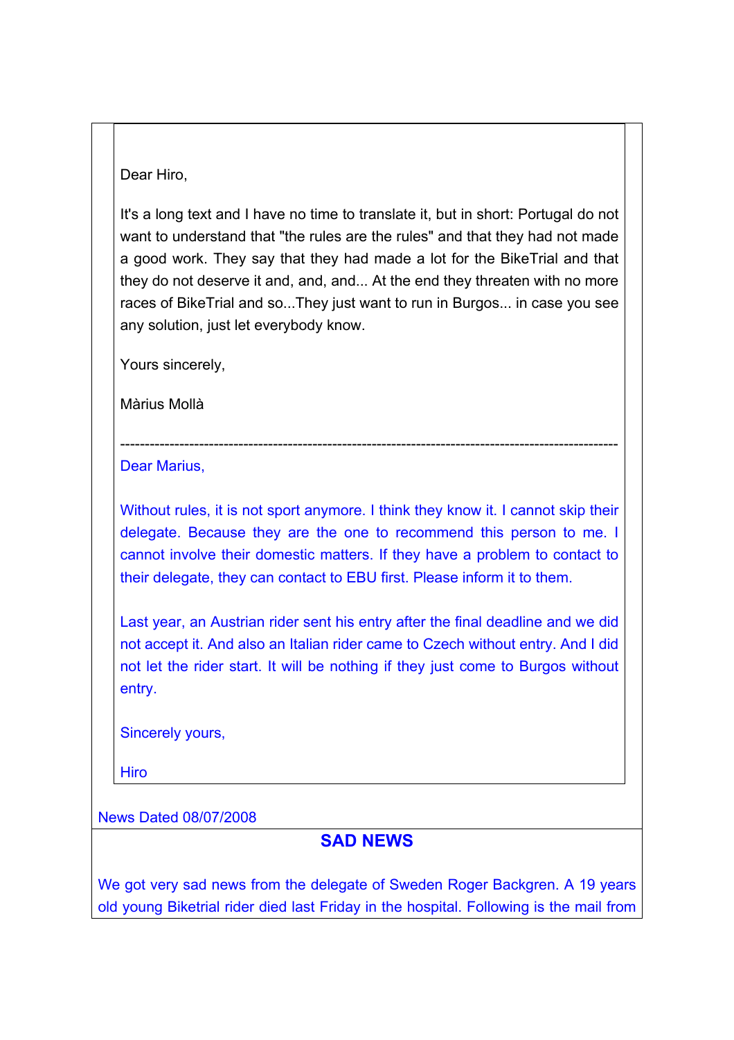Dear Hiro,

It's a long text and I have no time to translate it, but in short: Portugal do not want to understand that "the rules are the rules" and that they had not made a good work. They say that they had made a lot for the BikeTrial and that they do not deserve it and, and, and... At the end they threaten with no more races of BikeTrial and so...They just want to run in Burgos... in case you see any solution, just let everybody know.

Yours sincerely,

Màrius Mollà

---

Dear Marius,

Without rules, it is not sport anymore. I think they know it. I cannot skip their delegate. Because they are the one to recommend this person to me. I cannot involve their domestic matters. If they have a problem to contact to their delegate, they can contact to EBU first. Please inform it to them.

Last year, an Austrian rider sent his entry after the final deadline and we did not accept it. And also an Italian rider came to Czech without entry. And I did not let the rider start. It will be nothing if they just come to Burgos without entry.

Sincerely yours,

Hiro

News Dated 08/07/2008

## SAD NEWS

We got very sad news from the delegate of Sweden Roger Backgren. A 19 years old young Biketrial rider died last Friday in the hospital. Following is the mail from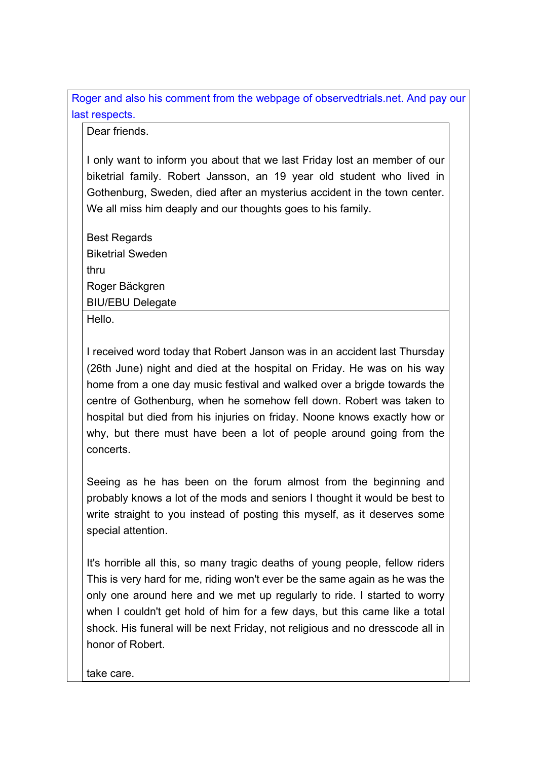Roger and also his comment from the webpage of observedtrials.net. And pay our last respects.

Dear friends.

I only want to inform you about that we last Friday lost an member of our biketrial family. Robert Jansson, an 19 year old student who lived in Gothenburg, Sweden, died after an mysterius accident in the town center. We all miss him deaply and our thoughts goes to his family.

Best Regards  
Biketrial Sweden  
thru  
Roger Bäckgren  
BIU/EBU Delegate

Hello.

I received word today that Robert Janson was in an accident last Thursday (26th June) night and died at the hospital on Friday. He was on his way home from a one day music festival and walked over a brigde towards the centre of Gothenburg, when he somehow fell down. Robert was taken to hospital but died from his injuries on friday. Noone knows exactly how or why, but there must have been a lot of people around going from the concerts.

Seeing as he has been on the forum almost from the beginning and probably knows a lot of the mods and seniors I thought it would be best to write straight to you instead of posting this myself, as it deserves some special attention.

It's horrible all this, so many tragic deaths of young people, fellow riders This is very hard for me, riding won't ever be the same again as he was the only one around here and we met up regularly to ride. I started to worry when I couldn't get hold of him for a few days, but this came like a total shock. His funeral will be next Friday, not religious and no dresscode all in honor of Robert.

take care.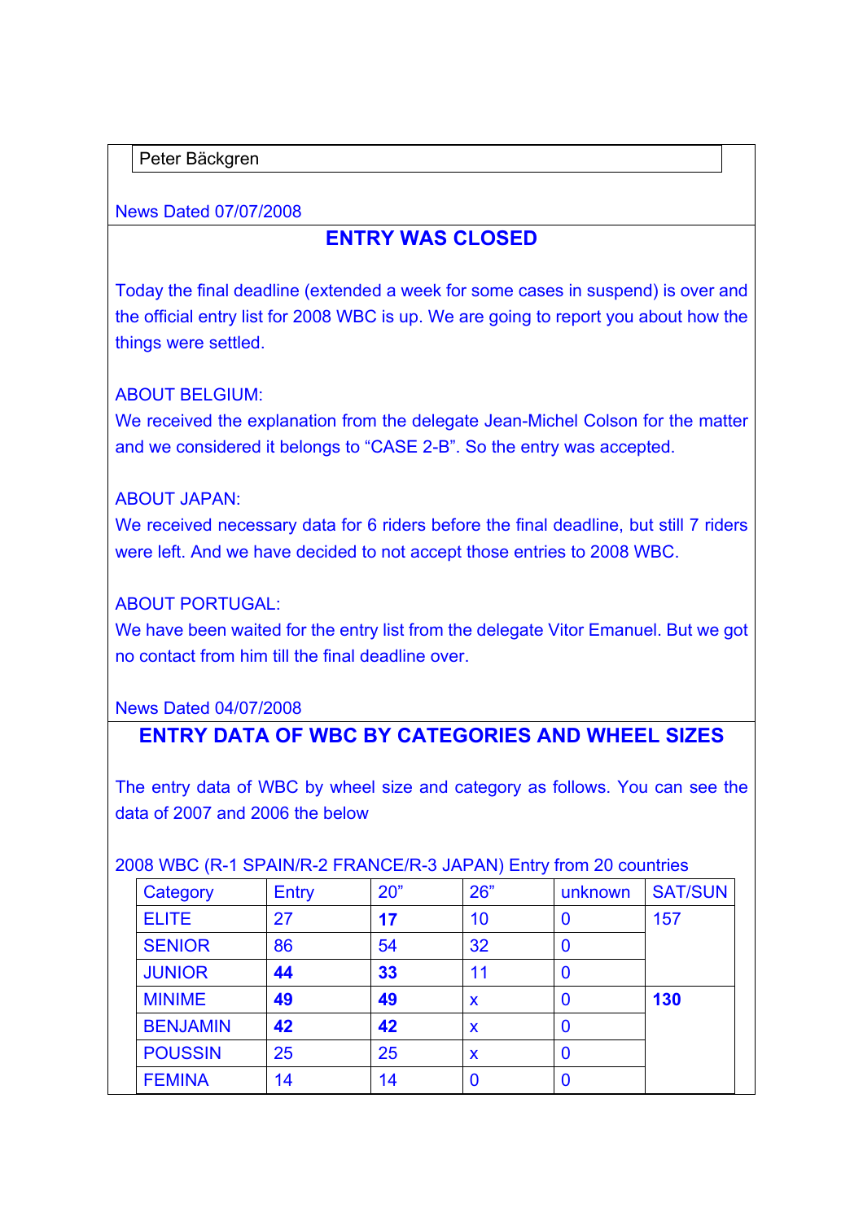Peter Bäckgren

News Dated 07/07/2008

## ENTRY WAS CLOSED

Today the final deadline (extended a week for some cases in suspend) is over and the official entry list for 2008 WBC is up. We are going to report you about how the things were settled.

ABOUT BELGIUM:
We received the explanation from the delegate Jean-Michel Colson for the matter and we considered it belongs to “CASE 2-B”. So the entry was accepted.

ABOUT JAPAN:
We received necessary data for 6 riders before the final deadline, but still 7 riders were left. And we have decided to not accept those entries to 2008 WBC.

ABOUT PORTUGAL:
We have been waited for the entry list from the delegate Vitor Emanuel. But we got no contact from him till the final deadline over.

News Dated 04/07/2008

## ENTRY DATA OF WBC BY CATEGORIES AND WHEEL SIZES

The entry data of WBC by wheel size and category as follows. You can see the data of 2007 and 2006 the below

2008 WBC (R-1 SPAIN/R-2 FRANCE/R-3 JAPAN) Entry from 20 countries

| Category | Entry | 20” | 26” | unknown | SAT/SUN |
|---|---|---|---|---|---|
| ELITE | 27 | **17** | 10 | 0 | 157 |
| SENIOR | 86 | 54 | 32 | 0 | |
| JUNIOR | **44** | **33** | 11 | 0 | |
| MINIME | **49** | **49** | x | 0 | **130** |
| BENJAMIN | **42** | **42** | x | 0 | |
| POUSSIN | 25 | 25 | x | 0 | |
| FEMINA | 14 | 14 | 0 | 0 | |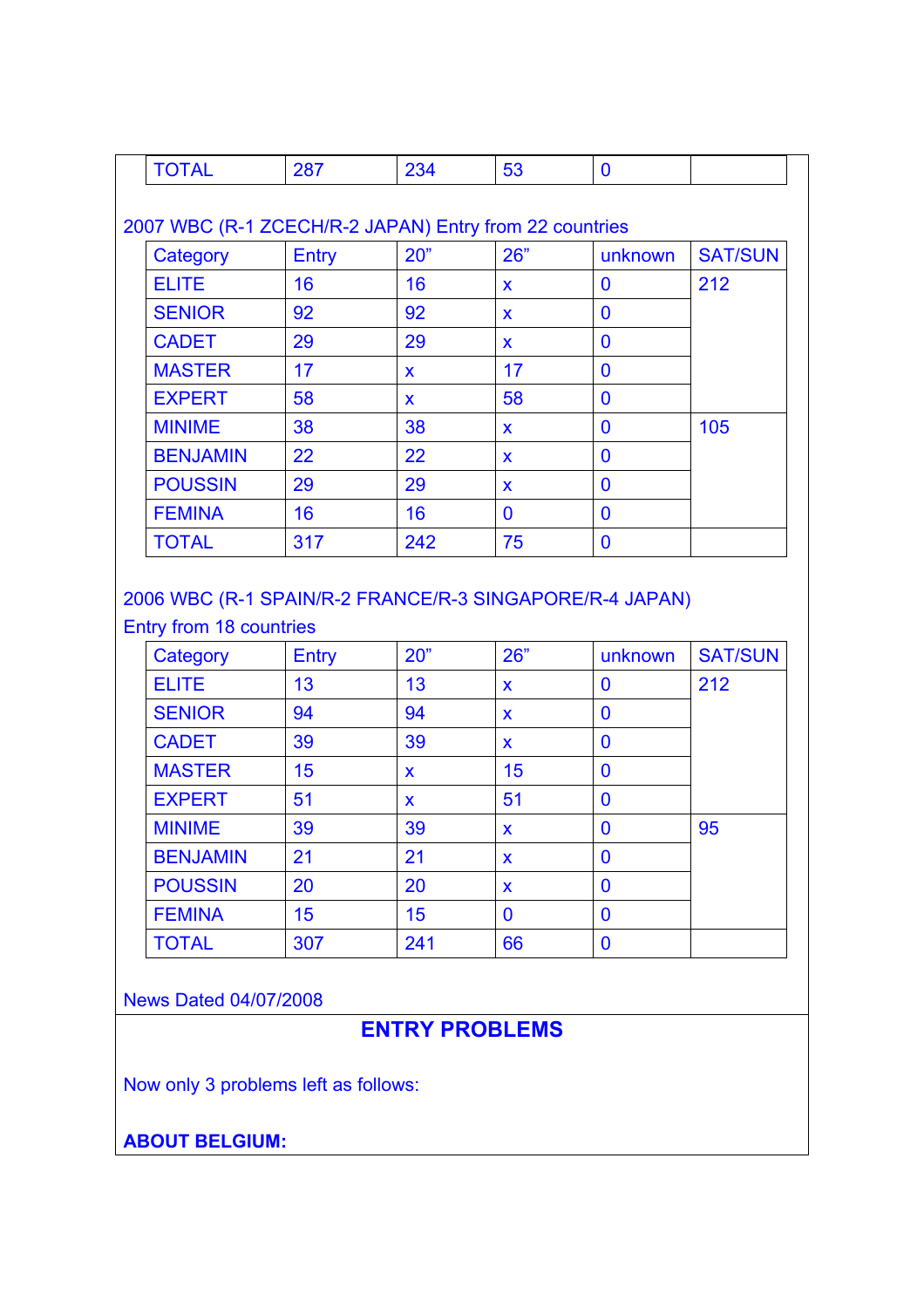| TOTAL | 287 | 234 | 53 | 0 | |
|---|---|---|---|---|---|

2007 WBC (R-1 ZCECH/R-2 JAPAN) Entry from 22 countries

| Category | Entry | 20” | 26” | unknown | SAT/SUN |
|---|---|---|---|---|---|
| ELITE | 16 | 16 | x | 0 | 212 |
| SENIOR | 92 | 92 | x | 0 | |
| CADET | 29 | 29 | x | 0 | |
| MASTER | 17 | x | 17 | 0 | |
| EXPERT | 58 | x | 58 | 0 | |
| MINIME | 38 | 38 | x | 0 | 105 |
| BENJAMIN | 22 | 22 | x | 0 | |
| POUSSIN | 29 | 29 | x | 0 | |
| FEMINA | 16 | 16 | 0 | 0 | |
| TOTAL | 317 | 242 | 75 | 0 | |

2006 WBC (R-1 SPAIN/R-2 FRANCE/R-3 SINGAPORE/R-4 JAPAN)
Entry from 18 countries

| Category | Entry | 20” | 26” | unknown | SAT/SUN |
|---|---|---|---|---|---|
| ELITE | 13 | 13 | x | 0 | 212 |
| SENIOR | 94 | 94 | x | 0 | |
| CADET | 39 | 39 | x | 0 | |
| MASTER | 15 | x | 15 | 0 | |
| EXPERT | 51 | x | 51 | 0 | |
| MINIME | 39 | 39 | x | 0 | 95 |
| BENJAMIN | 21 | 21 | x | 0 | |
| POUSSIN | 20 | 20 | x | 0 | |
| FEMINA | 15 | 15 | 0 | 0 | |
| TOTAL | 307 | 241 | 66 | 0 | |

News Dated 04/07/2008

## ENTRY PROBLEMS

Now only 3 problems left as follows:

**ABOUT BELGIUM:**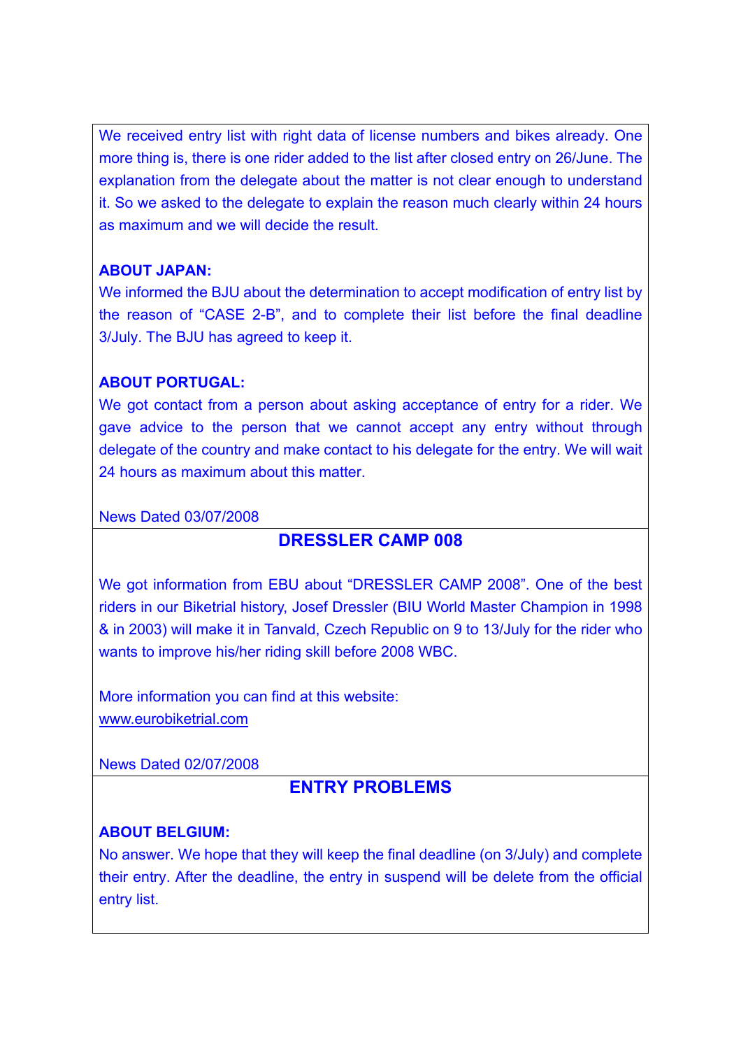We received entry list with right data of license numbers and bikes already. One more thing is, there is one rider added to the list after closed entry on 26/June. The explanation from the delegate about the matter is not clear enough to understand it. So we asked to the delegate to explain the reason much clearly within 24 hours as maximum and we will decide the result.

**ABOUT JAPAN:**

We informed the BJU about the determination to accept modification of entry list by the reason of "CASE 2-B", and to complete their list before the final deadline 3/July. The BJU has agreed to keep it.

**ABOUT PORTUGAL:**

We got contact from a person about asking acceptance of entry for a rider. We gave advice to the person that we cannot accept any entry without through delegate of the country and make contact to his delegate for the entry. We will wait 24 hours as maximum about this matter.

News Dated 03/07/2008

## DRESSLER CAMP 008

We got information from EBU about "DRESSLER CAMP 2008". One of the best riders in our Biketrial history, Josef Dressler (BIU World Master Champion in 1998 & in 2003) will make it in Tanvald, Czech Republic on 9 to 13/July for the rider who wants to improve his/her riding skill before 2008 WBC.

More information you can find at this website:
www.eurobiketrial.com

News Dated 02/07/2008

## ENTRY PROBLEMS

**ABOUT BELGIUM:**

No answer. We hope that they will keep the final deadline (on 3/July) and complete their entry. After the deadline, the entry in suspend will be delete from the official entry list.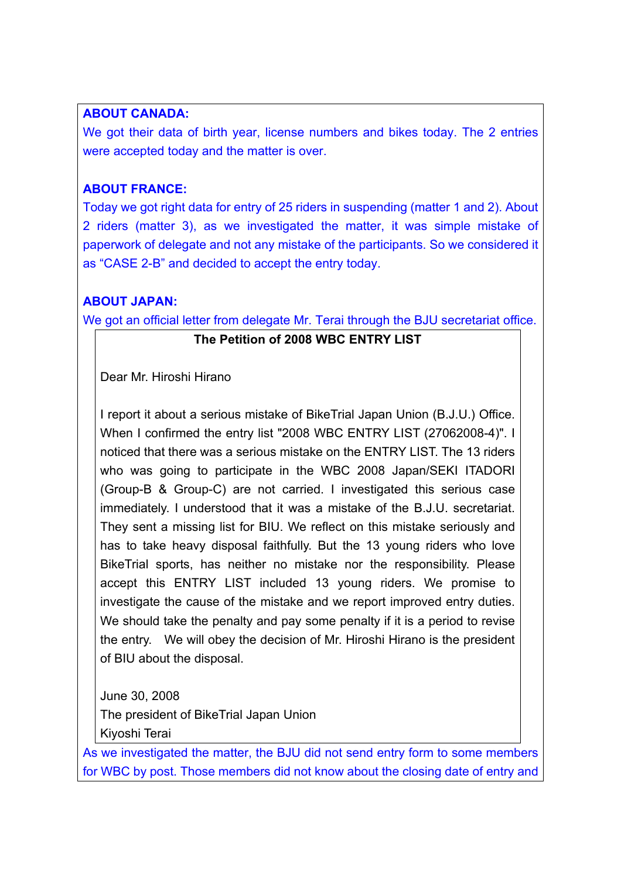**ABOUT CANADA:**

We got their data of birth year, license numbers and bikes today. The 2 entries were accepted today and the matter is over.

**ABOUT FRANCE:**

Today we got right data for entry of 25 riders in suspending (matter 1 and 2). About 2 riders (matter 3), as we investigated the matter, it was simple mistake of paperwork of delegate and not any mistake of the participants. So we considered it as "CASE 2-B" and decided to accept the entry today.

**ABOUT JAPAN:**

We got an official letter from delegate Mr. Terai through the BJU secretariat office.

> **The Petition of 2008 WBC ENTRY LIST**
>
> Dear Mr. Hiroshi Hirano
>
> I report it about a serious mistake of BikeTrial Japan Union (B.J.U.) Office. When I confirmed the entry list "2008 WBC ENTRY LIST (27062008-4)". I noticed that there was a serious mistake on the ENTRY LIST. The 13 riders who was going to participate in the WBC 2008 Japan/SEKI ITADORI (Group-B & Group-C) are not carried. I investigated this serious case immediately. I understood that it was a mistake of the B.J.U. secretariat. They sent a missing list for BIU. We reflect on this mistake seriously and has to take heavy disposal faithfully. But the 13 young riders who love BikeTrial sports, has neither no mistake nor the responsibility. Please accept this ENTRY LIST included 13 young riders. We promise to investigate the cause of the mistake and we report improved entry duties. We should take the penalty and pay some penalty if it is a period to revise the entry. We will obey the decision of Mr. Hiroshi Hirano is the president of BIU about the disposal.
>
> June 30, 2008
> The president of BikeTrial Japan Union
> Kiyoshi Terai

As we investigated the matter, the BJU did not send entry form to some members for WBC by post. Those members did not know about the closing date of entry and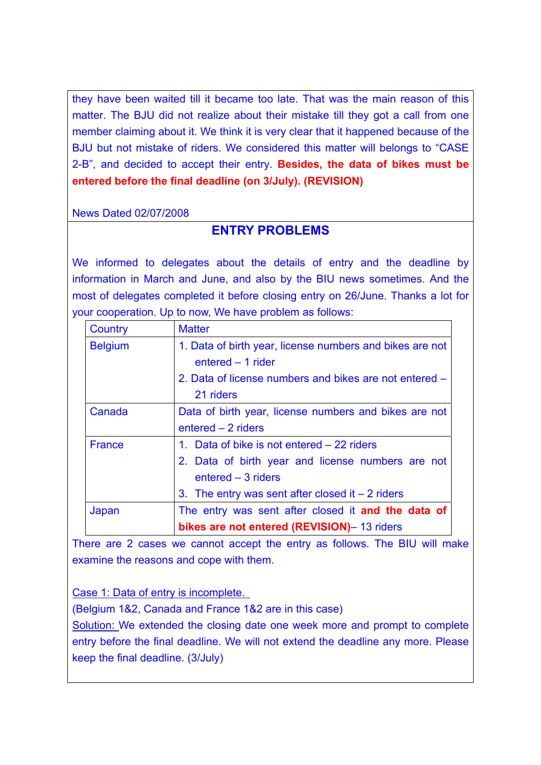they have been waited till it became too late. That was the main reason of this matter. The BJU did not realize about their mistake till they got a call from one member claiming about it. We think it is very clear that it happened because of the BJU but not mistake of riders. We considered this matter will belongs to “CASE 2-B”, and decided to accept their entry. **Besides, the data of bikes must be entered before the final deadline (on 3/July). (REVISION)**

News Dated 02/07/2008

## ENTRY PROBLEMS

We informed to delegates about the details of entry and the deadline by information in March and June, and also by the BIU news sometimes. And the most of delegates completed it before closing entry on 26/June. Thanks a lot for your cooperation. Up to now, We have problem as follows:

| Country | Matter |
|---|---|
| Belgium | 1. Data of birth year, license numbers and bikes are not entered – 1 rider<br>2. Data of license numbers and bikes are not entered – 21 riders |
| Canada | Data of birth year, license numbers and bikes are not entered – 2 riders |
| France | 1. Data of bike is not entered – 22 riders<br>2. Data of birth year and license numbers are not entered – 3 riders<br>3. The entry was sent after closed it – 2 riders |
| Japan | The entry was sent after closed it **and the data of bikes are not entered (REVISION)**– 13 riders |

There are 2 cases we cannot accept the entry as follows. The BIU will make examine the reasons and cope with them.

Case 1: Data of entry is incomplete.
(Belgium 1&2, Canada and France 1&2 are in this case)
Solution: We extended the closing date one week more and prompt to complete entry before the final deadline. We will not extend the deadline any more. Please keep the final deadline. (3/July)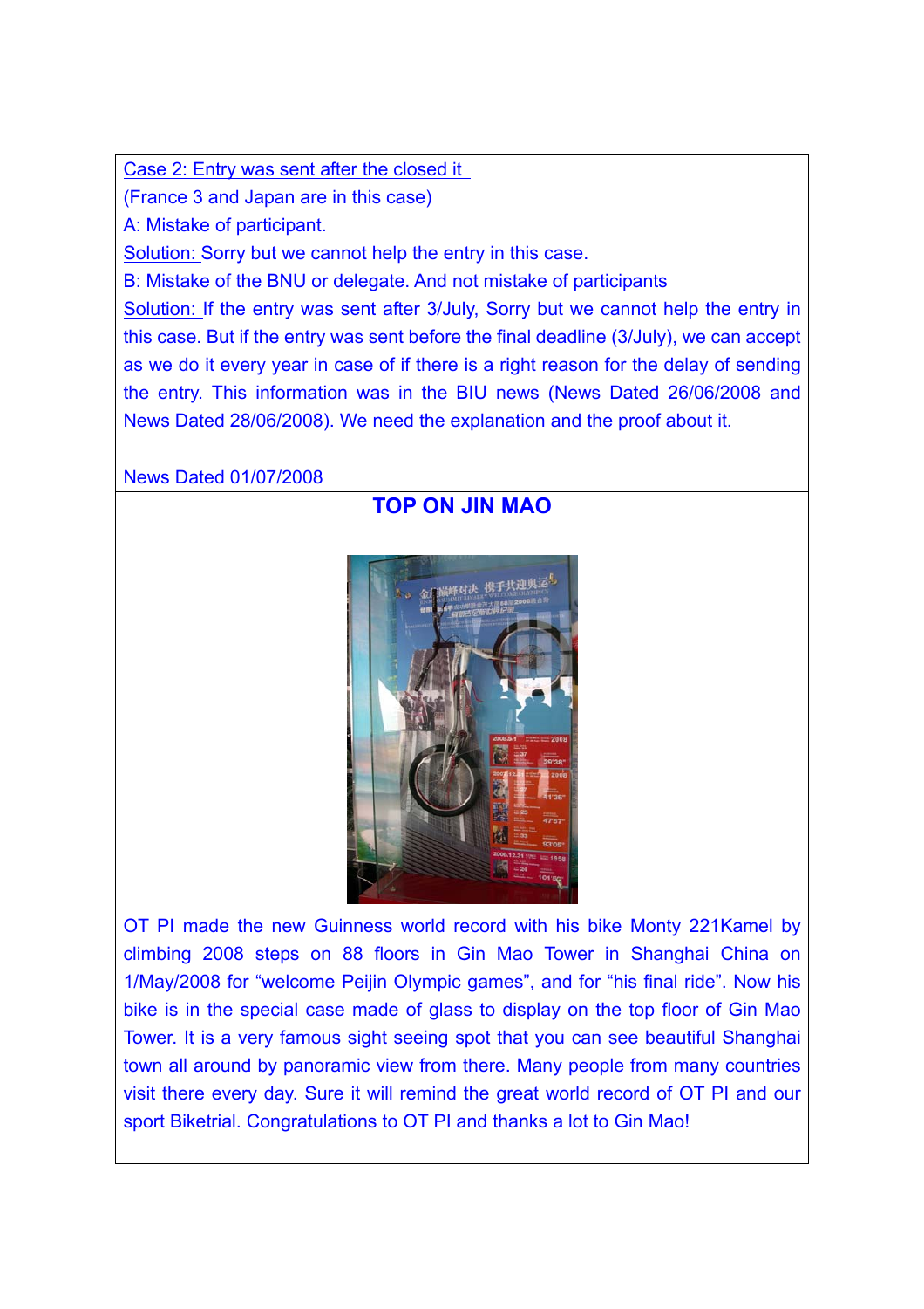Case 2: Entry was sent after the closed it

(France 3 and Japan are in this case)

A: Mistake of participant.

Solution: Sorry but we cannot help the entry in this case.

B: Mistake of the BNU or delegate. And not mistake of participants

Solution: If the entry was sent after 3/July, Sorry but we cannot help the entry in this case. But if the entry was sent before the final deadline (3/July), we can accept as we do it every year in case of if there is a right reason for the delay of sending the entry. This information was in the BIU news (News Dated 26/06/2008 and News Dated 28/06/2008). We need the explanation and the proof about it.

News Dated 01/07/2008

## TOP ON JIN MAO

OT PI made the new Guinness world record with his bike Monty 221Kamel by climbing 2008 steps on 88 floors in Gin Mao Tower in Shanghai China on 1/May/2008 for "welcome Peijin Olympic games", and for "his final ride". Now his bike is in the special case made of glass to display on the top floor of Gin Mao Tower. It is a very famous sight seeing spot that you can see beautiful Shanghai town all around by panoramic view from there. Many people from many countries visit there every day. Sure it will remind the great world record of OT PI and our sport Biketrial. Congratulations to OT PI and thanks a lot to Gin Mao!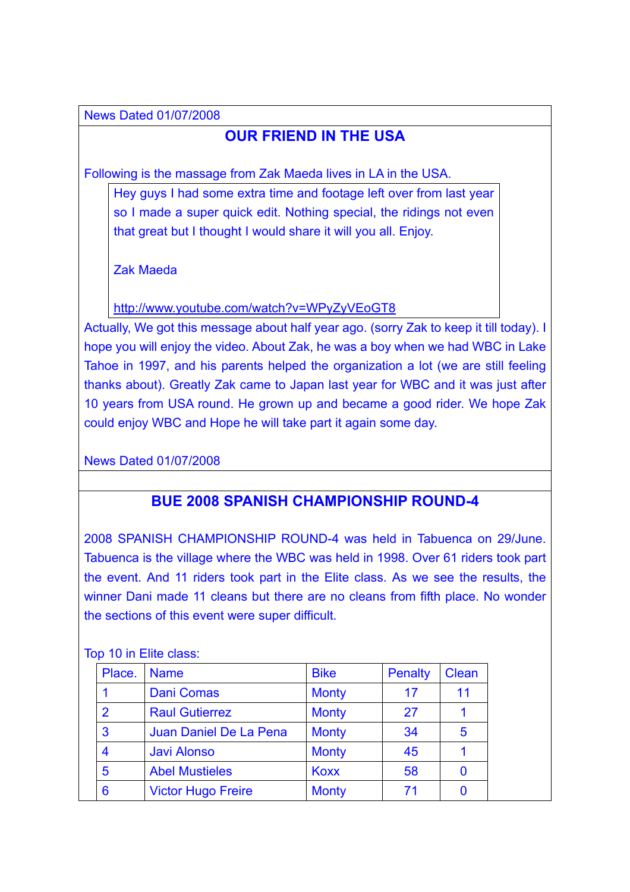News Dated 01/07/2008

## OUR FRIEND IN THE USA

Following is the massage from Zak Maeda lives in LA in the USA.

> Hey guys I had some extra time and footage left over from last year so I made a super quick edit. Nothing special, the ridings not even that great but I thought I would share it will you all. Enjoy.
>
> Zak Maeda
>
> http://www.youtube.com/watch?v=WPyZyVEoGT8

Actually, We got this message about half year ago. (sorry Zak to keep it till today). I hope you will enjoy the video. About Zak, he was a boy when we had WBC in Lake Tahoe in 1997, and his parents helped the organization a lot (we are still feeling thanks about). Greatly Zak came to Japan last year for WBC and it was just after 10 years from USA round. He grown up and became a good rider. We hope Zak could enjoy WBC and Hope he will take part it again some day.

News Dated 01/07/2008

## BUE 2008 SPANISH CHAMPIONSHIP ROUND-4

2008 SPANISH CHAMPIONSHIP ROUND-4 was held in Tabuenca on 29/June. Tabuenca is the village where the WBC was held in 1998. Over 61 riders took part the event. And 11 riders took part in the Elite class. As we see the results, the winner Dani made 11 cleans but there are no cleans from fifth place. No wonder the sections of this event were super difficult.

Top 10 in Elite class:

| Place. | Name | Bike | Penalty | Clean |
|---|---|---|---|---|
| 1 | Dani Comas | Monty | 17 | 11 |
| 2 | Raul Gutierrez | Monty | 27 | 1 |
| 3 | Juan Daniel De La Pena | Monty | 34 | 5 |
| 4 | Javi Alonso | Monty | 45 | 1 |
| 5 | Abel Mustieles | Koxx | 58 | 0 |
| 6 | Victor Hugo Freire | Monty | 71 | 0 |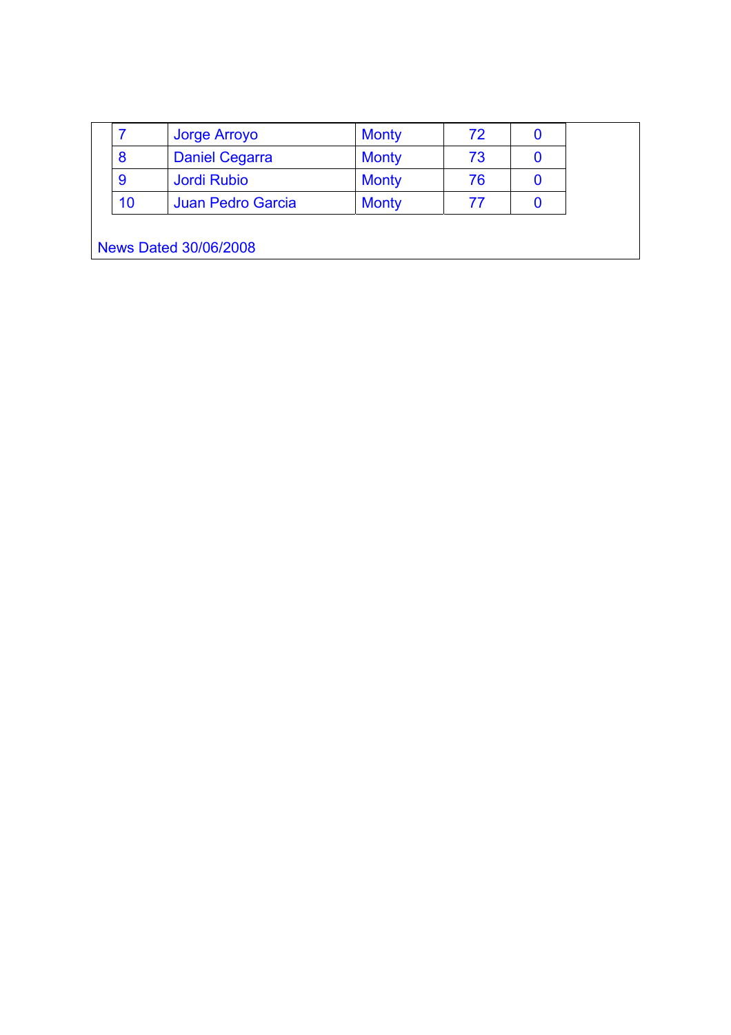| | | | | |
|---|---|---|---|---|
| 7 | Jorge Arroyo | Monty | 72 | 0 |
| 8 | Daniel Cegarra | Monty | 73 | 0 |
| 9 | Jordi Rubio | Monty | 76 | 0 |
| 10 | Juan Pedro Garcia | Monty | 77 | 0 |

News Dated 30/06/2008